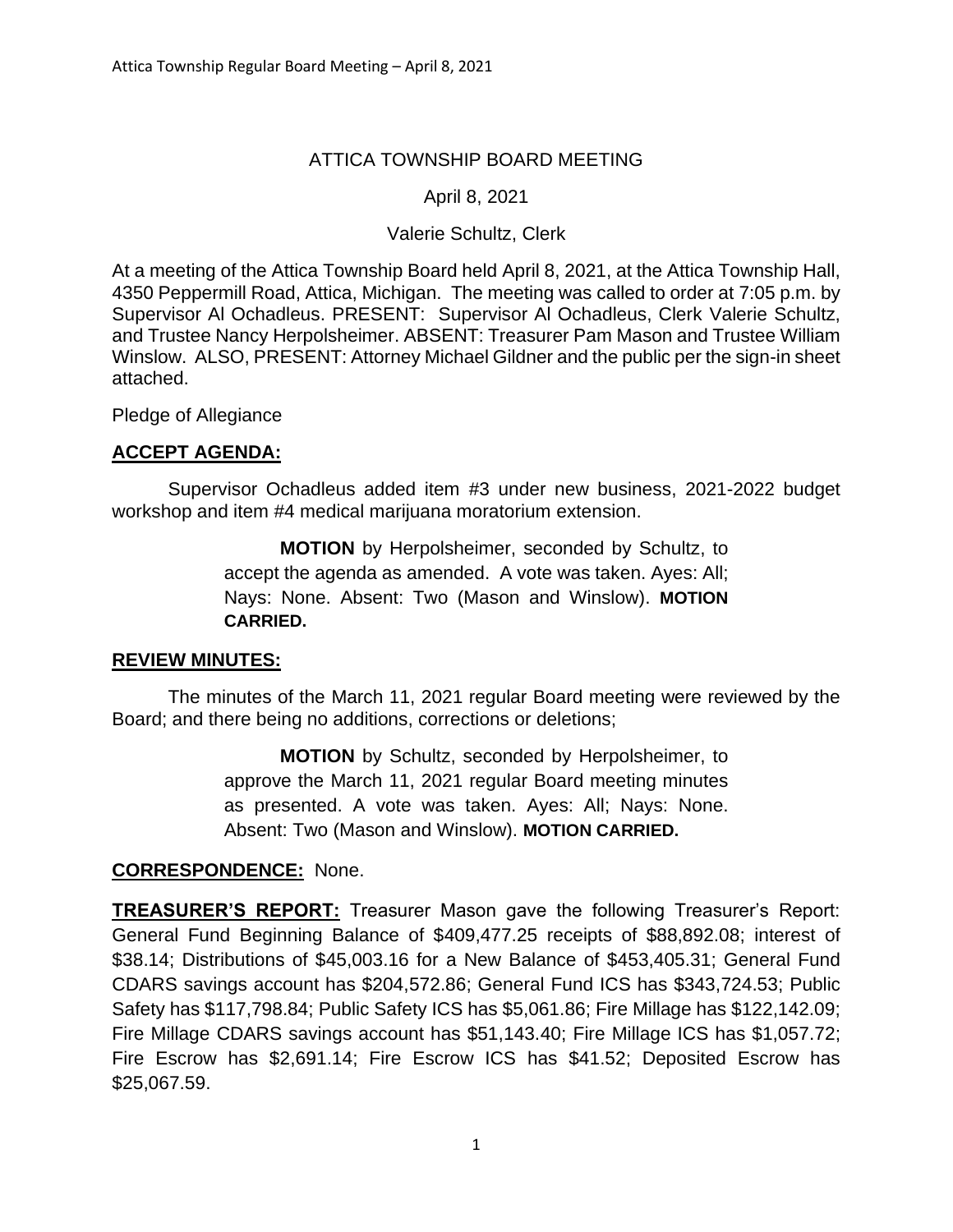ATTICA TOWNSHIP BOARD MEETING

April 8, 2021

Valerie Schultz, Clerk

At a meeting of the Attica Township Board held April 8, 2021, at the Attica Township Hall, 4350 Peppermill Road, Attica, Michigan. The meeting was called to order at 7:05 p.m. by Supervisor Al Ochadleus. PRESENT: Supervisor Al Ochadleus, Clerk Valerie Schultz, and Trustee Nancy Herpolsheimer. ABSENT: Treasurer Pam Mason and Trustee William Winslow. ALSO, PRESENT: Attorney Michael Gildner and the public per the sign-in sheet attached.

Pledge of Allegiance

## ACCEPT AGENDA:

Supervisor Ochadleus added item #3 under new business, 2021-2022 budget workshop and item #4 medical marijuana moratorium extension.

> **MOTION** by Herpolsheimer, seconded by Schultz, to accept the agenda as amended. A vote was taken. Ayes: All; Nays: None. Absent: Two (Mason and Winslow). **MOTION CARRIED.**

## REVIEW MINUTES:

The minutes of the March 11, 2021 regular Board meeting were reviewed by the Board; and there being no additions, corrections or deletions;

> **MOTION** by Schultz, seconded by Herpolsheimer, to approve the March 11, 2021 regular Board meeting minutes as presented. A vote was taken. Ayes: All; Nays: None. Absent: Two (Mason and Winslow). **MOTION CARRIED.**

**CORRESPONDENCE:** None.

**TREASURER'S REPORT:** Treasurer Mason gave the following Treasurer's Report: General Fund Beginning Balance of $409,477.25 receipts of $88,892.08; interest of $38.14; Distributions of $45,003.16 for a New Balance of $453,405.31; General Fund CDARS savings account has $204,572.86; General Fund ICS has $343,724.53; Public Safety has $117,798.84; Public Safety ICS has $5,061.86; Fire Millage has $122,142.09; Fire Millage CDARS savings account has $51,143.40; Fire Millage ICS has $1,057.72; Fire Escrow has $2,691.14; Fire Escrow ICS has $41.52; Deposited Escrow has $25,067.59.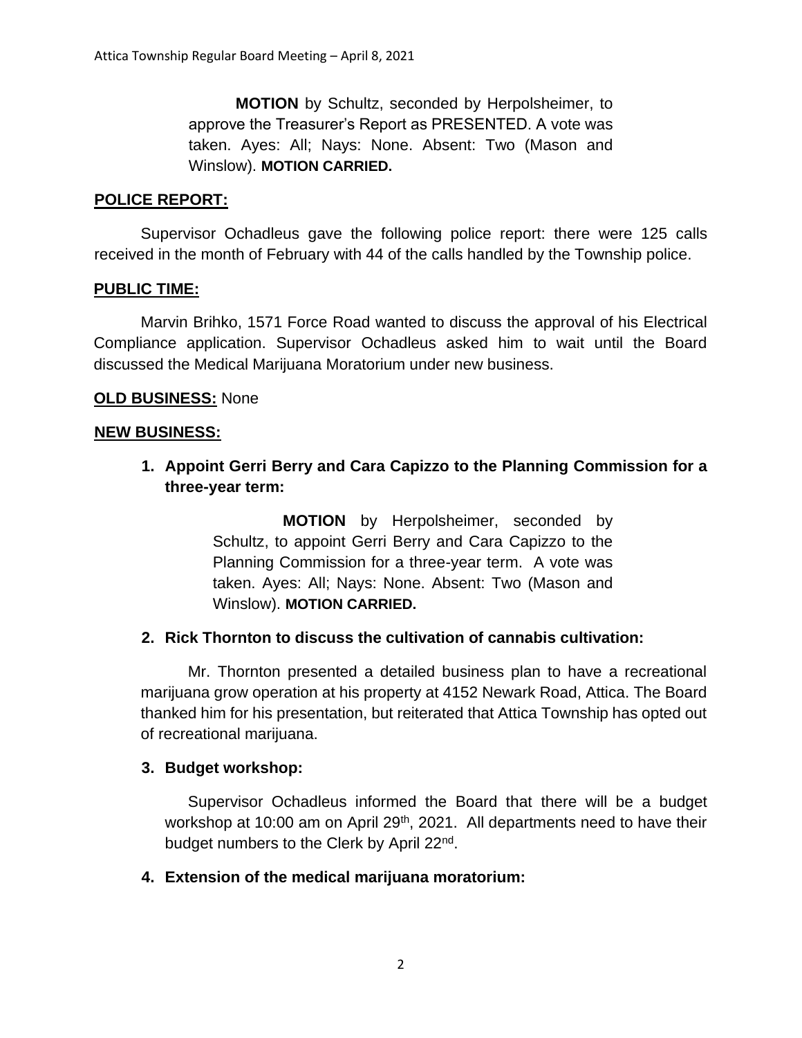**MOTION** by Schultz, seconded by Herpolsheimer, to approve the Treasurer's Report as PRESENTED. A vote was taken. Ayes: All; Nays: None. Absent: Two (Mason and Winslow). **MOTION CARRIED.**

## POLICE REPORT:

Supervisor Ochadleus gave the following police report: there were 125 calls received in the month of February with 44 of the calls handled by the Township police.

## PUBLIC TIME:

Marvin Brihko, 1571 Force Road wanted to discuss the approval of his Electrical Compliance application. Supervisor Ochadleus asked him to wait until the Board discussed the Medical Marijuana Moratorium under new business.

**OLD BUSINESS:** None

## NEW BUSINESS:

1. **Appoint Gerri Berry and Cara Capizzo to the Planning Commission for a three-year term:**

   **MOTION** by Herpolsheimer, seconded by Schultz, to appoint Gerri Berry and Cara Capizzo to the Planning Commission for a three-year term. A vote was taken. Ayes: All; Nays: None. Absent: Two (Mason and Winslow). **MOTION CARRIED.**

2. **Rick Thornton to discuss the cultivation of cannabis cultivation:**

   Mr. Thornton presented a detailed business plan to have a recreational marijuana grow operation at his property at 4152 Newark Road, Attica. The Board thanked him for his presentation, but reiterated that Attica Township has opted out of recreational marijuana.

3. **Budget workshop:**

   Supervisor Ochadleus informed the Board that there will be a budget workshop at 10:00 am on April 29th, 2021. All departments need to have their budget numbers to the Clerk by April 22nd.

4. **Extension of the medical marijuana moratorium:**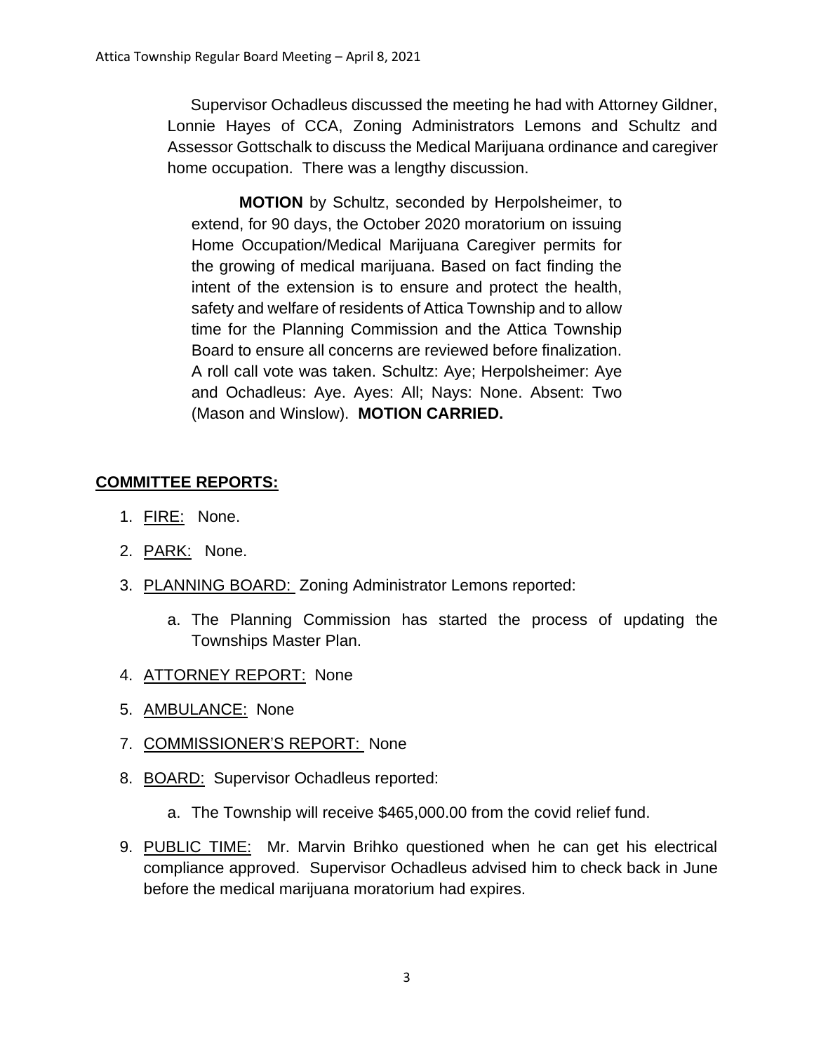Supervisor Ochadleus discussed the meeting he had with Attorney Gildner, Lonnie Hayes of CCA, Zoning Administrators Lemons and Schultz and Assessor Gottschalk to discuss the Medical Marijuana ordinance and caregiver home occupation. There was a lengthy discussion.

**MOTION** by Schultz, seconded by Herpolsheimer, to extend, for 90 days, the October 2020 moratorium on issuing Home Occupation/Medical Marijuana Caregiver permits for the growing of medical marijuana. Based on fact finding the intent of the extension is to ensure and protect the health, safety and welfare of residents of Attica Township and to allow time for the Planning Commission and the Attica Township Board to ensure all concerns are reviewed before finalization. A roll call vote was taken. Schultz: Aye; Herpolsheimer: Aye and Ochadleus: Aye. Ayes: All; Nays: None. Absent: Two (Mason and Winslow). **MOTION CARRIED.**

## COMMITTEE REPORTS:

1. FIRE: None.
2. PARK: None.
3. PLANNING BOARD: Zoning Administrator Lemons reported:
   a. The Planning Commission has started the process of updating the Townships Master Plan.
4. ATTORNEY REPORT: None
5. AMBULANCE: None
7. COMMISSIONER'S REPORT: None
8. BOARD: Supervisor Ochadleus reported:
   a. The Township will receive $465,000.00 from the covid relief fund.
9. PUBLIC TIME: Mr. Marvin Brihko questioned when he can get his electrical compliance approved. Supervisor Ochadleus advised him to check back in June before the medical marijuana moratorium had expires.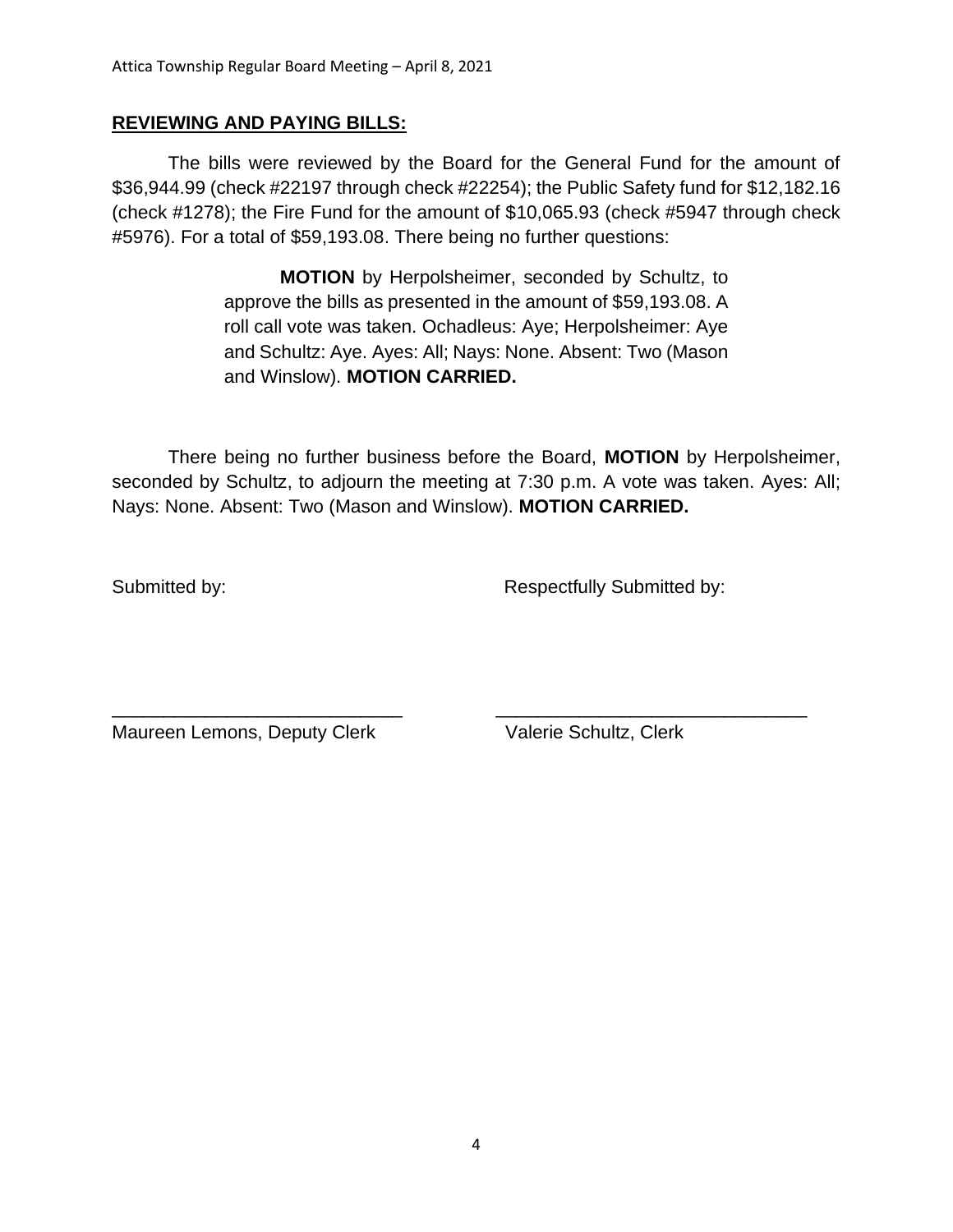**REVIEWING AND PAYING BILLS:**

The bills were reviewed by the Board for the General Fund for the amount of $36,944.99 (check #22197 through check #22254); the Public Safety fund for $12,182.16 (check #1278); the Fire Fund for the amount of $10,065.93 (check #5947 through check #5976). For a total of $59,193.08. There being no further questions:

> **MOTION** by Herpolsheimer, seconded by Schultz, to approve the bills as presented in the amount of $59,193.08. A roll call vote was taken. Ochadleus: Aye; Herpolsheimer: Aye and Schultz: Aye. Ayes: All; Nays: None. Absent: Two (Mason and Winslow). **MOTION CARRIED.**

There being no further business before the Board, **MOTION** by Herpolsheimer, seconded by Schultz, to adjourn the meeting at 7:30 p.m. A vote was taken. Ayes: All; Nays: None. Absent: Two (Mason and Winslow). **MOTION CARRIED.**

Submitted by:

\_\_\_\_\_\_\_\_\_\_\_\_\_\_\_\_\_\_\_\_\_\_\_\_\_\_\_\_\_\_

Maureen Lemons, Deputy Clerk

Respectfully Submitted by:

\_\_\_\_\_\_\_\_\_\_\_\_\_\_\_\_\_\_\_\_\_\_\_\_\_\_\_\_\_\_

Valerie Schultz, Clerk